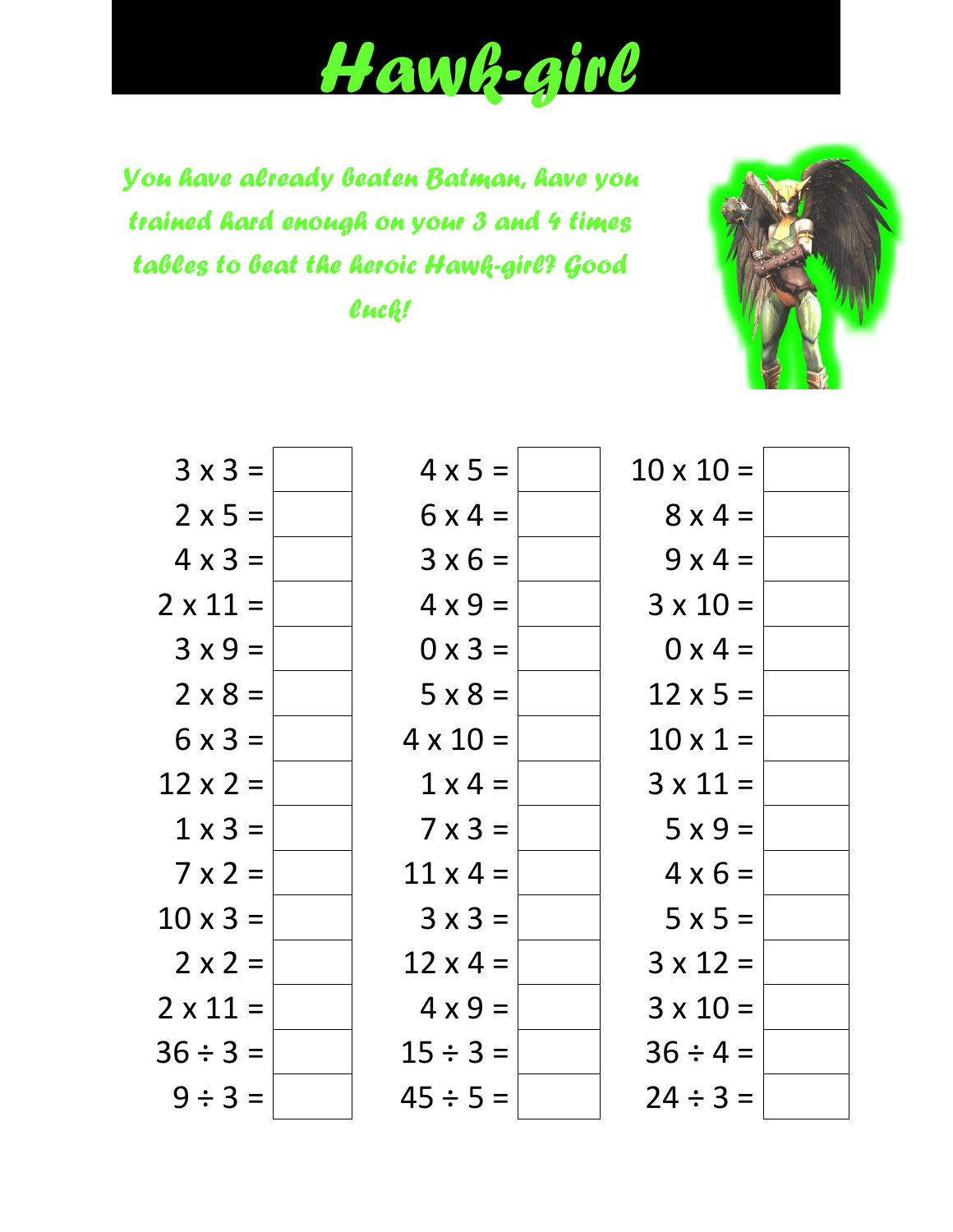# Hawk-girl

*You have already beaten Batman, have you trained hard enough on your 3 and 4 times tables to beat the heroic Hawk-girl? Good luck!*

| | | | | | |
|---|---|---|---|---|---|
| 3 x 3 = | | 4 x 5 = | | 10 x 10 = | |
| 2 x 5 = | | 6 x 4 = | | 8 x 4 = | |
| 4 x 3 = | | 3 x 6 = | | 9 x 4 = | |
| 2 x 11 = | | 4 x 9 = | | 3 x 10 = | |
| 3 x 9 = | | 0 x 3 = | | 0 x 4 = | |
| 2 x 8 = | | 5 x 8 = | | 12 x 5 = | |
| 6 x 3 = | | 4 x 10 = | | 10 x 1 = | |
| 12 x 2 = | | 1 x 4 = | | 3 x 11 = | |
| 1 x 3 = | | 7 x 3 = | | 5 x 9 = | |
| 7 x 2 = | | 11 x 4 = | | 4 x 6 = | |
| 10 x 3 = | | 3 x 3 = | | 5 x 5 = | |
| 2 x 2 = | | 12 x 4 = | | 3 x 12 = | |
| 2 x 11 = | | 4 x 9 = | | 3 x 10 = | |
| 36 ÷ 3 = | | 15 ÷ 3 = | | 36 ÷ 4 = | |
| 9 ÷ 3 = | | 45 ÷ 5 = | | 24 ÷ 3 = | |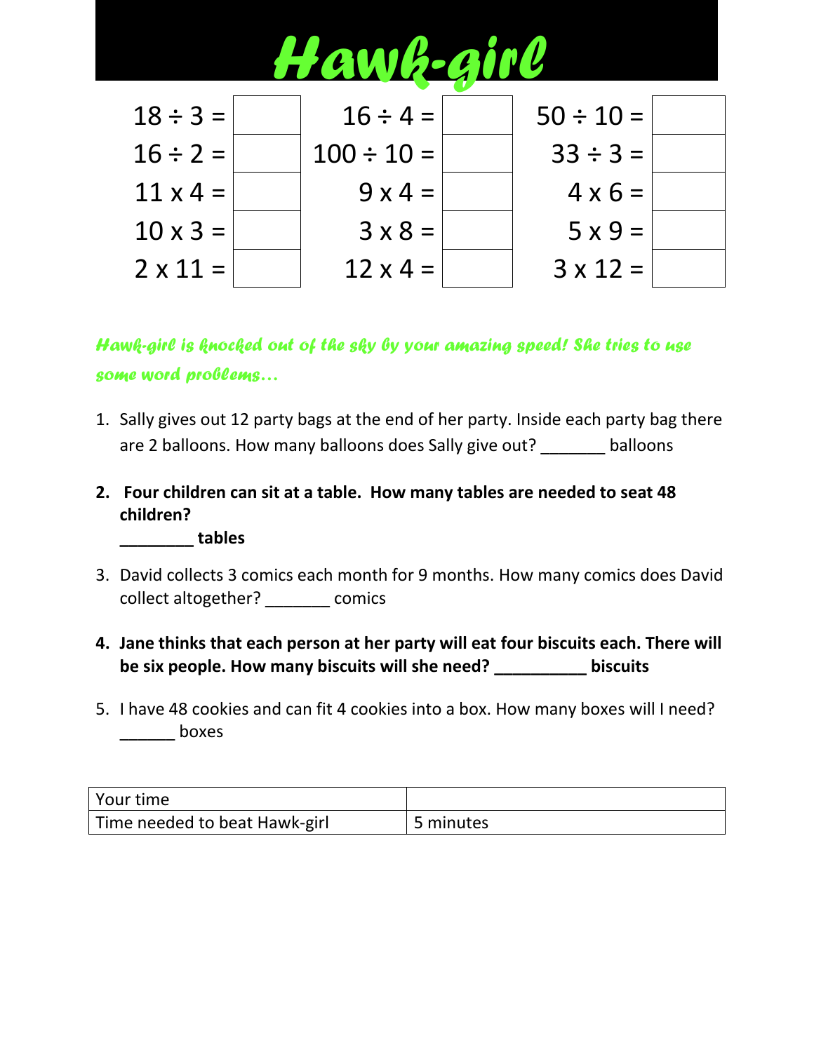# Hawk-girl

| | | | | | |
|---|---|---|---|---|---|
| $18 \div 3 =$ | | $16 \div 4 =$ | | $50 \div 10 =$ | |
| $16 \div 2 =$ | | $100 \div 10 =$ | | $33 \div 3 =$ | |
| $11 \times 4 =$ | | $9 \times 4 =$ | | $4 \times 6 =$ | |
| $10 \times 3 =$ | | $3 \times 8 =$ | | $5 \times 9 =$ | |
| $2 \times 11 =$ | | $12 \times 4 =$ | | $3 \times 12 =$ | |

*Hawk-girl is knocked out of the sky by your amazing speed! She tries to use some word problems…*

1. Sally gives out 12 party bags at the end of her party. Inside each party bag there are 2 balloons. How many balloons does Sally give out? _______ balloons

2. **Four children can sit at a table. How many tables are needed to seat 48 children?**
   **________ tables**

3. David collects 3 comics each month for 9 months. How many comics does David collect altogether? _______ comics

4. **Jane thinks that each person at her party will eat four biscuits each. There will be six people. How many biscuits will she need? __________ biscuits**

5. I have 48 cookies and can fit 4 cookies into a box. How many boxes will I need? ______ boxes

| | |
|---|---|
| Your time | |
| Time needed to beat Hawk-girl | 5 minutes |